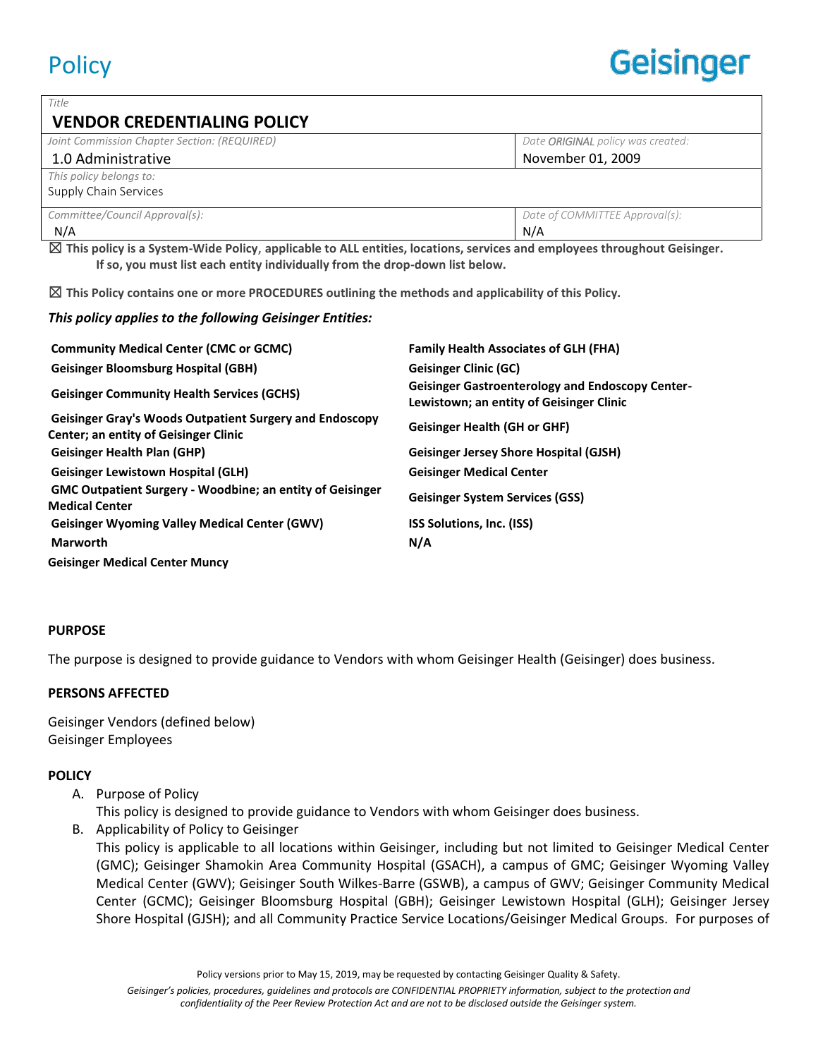# Policy

Geisinger

| *Title* | |
|---|---|
| **VENDOR CREDENTIALING POLICY** | |
| *Joint Commission Chapter Section: (REQUIRED)* 1.0 Administrative | *Date ORIGINAL policy was created:* November 01, 2009 |
| *This policy belongs to:* Supply Chain Services | |
| *Committee/Council Approval(s):* N/A | *Date of COMMITTEE Approval(s):* N/A |

☒ **This policy is a System-Wide Policy, applicable to ALL entities, locations, services and employees throughout Geisinger. If so, you must list each entity individually from the drop-down list below.**

☒ **This Policy contains one or more PROCEDURES outlining the methods and applicability of this Policy.**

***This policy applies to the following Geisinger Entities:***

| | |
|---|---|
| **Community Medical Center (CMC or GCMC)** | **Family Health Associates of GLH (FHA)** |
| **Geisinger Bloomsburg Hospital (GBH)** | **Geisinger Clinic (GC)** |
| **Geisinger Community Health Services (GCHS)** | **Geisinger Gastroenterology and Endoscopy Center-Lewistown; an entity of Geisinger Clinic** |
| **Geisinger Gray's Woods Outpatient Surgery and Endoscopy Center; an entity of Geisinger Clinic** | **Geisinger Health (GH or GHF)** |
| **Geisinger Health Plan (GHP)** | **Geisinger Jersey Shore Hospital (GJSH)** |
| **Geisinger Lewistown Hospital (GLH)** | **Geisinger Medical Center** |
| **GMC Outpatient Surgery - Woodbine; an entity of Geisinger Medical Center** | **Geisinger System Services (GSS)** |
| **Geisinger Wyoming Valley Medical Center (GWV)** | **ISS Solutions, Inc. (ISS)** |
| **Marworth** | **N/A** |
| **Geisinger Medical Center Muncy** | |

**PURPOSE**

The purpose is designed to provide guidance to Vendors with whom Geisinger Health (Geisinger) does business.

**PERSONS AFFECTED**

Geisinger Vendors (defined below)
Geisinger Employees

**POLICY**

A. Purpose of Policy
   This policy is designed to provide guidance to Vendors with whom Geisinger does business.
B. Applicability of Policy to Geisinger
   This policy is applicable to all locations within Geisinger, including but not limited to Geisinger Medical Center (GMC); Geisinger Shamokin Area Community Hospital (GSACH), a campus of GMC; Geisinger Wyoming Valley Medical Center (GWV); Geisinger South Wilkes-Barre (GSWB), a campus of GWV; Geisinger Community Medical Center (GCMC); Geisinger Bloomsburg Hospital (GBH); Geisinger Lewistown Hospital (GLH); Geisinger Jersey Shore Hospital (GJSH); and all Community Practice Service Locations/Geisinger Medical Groups. For purposes of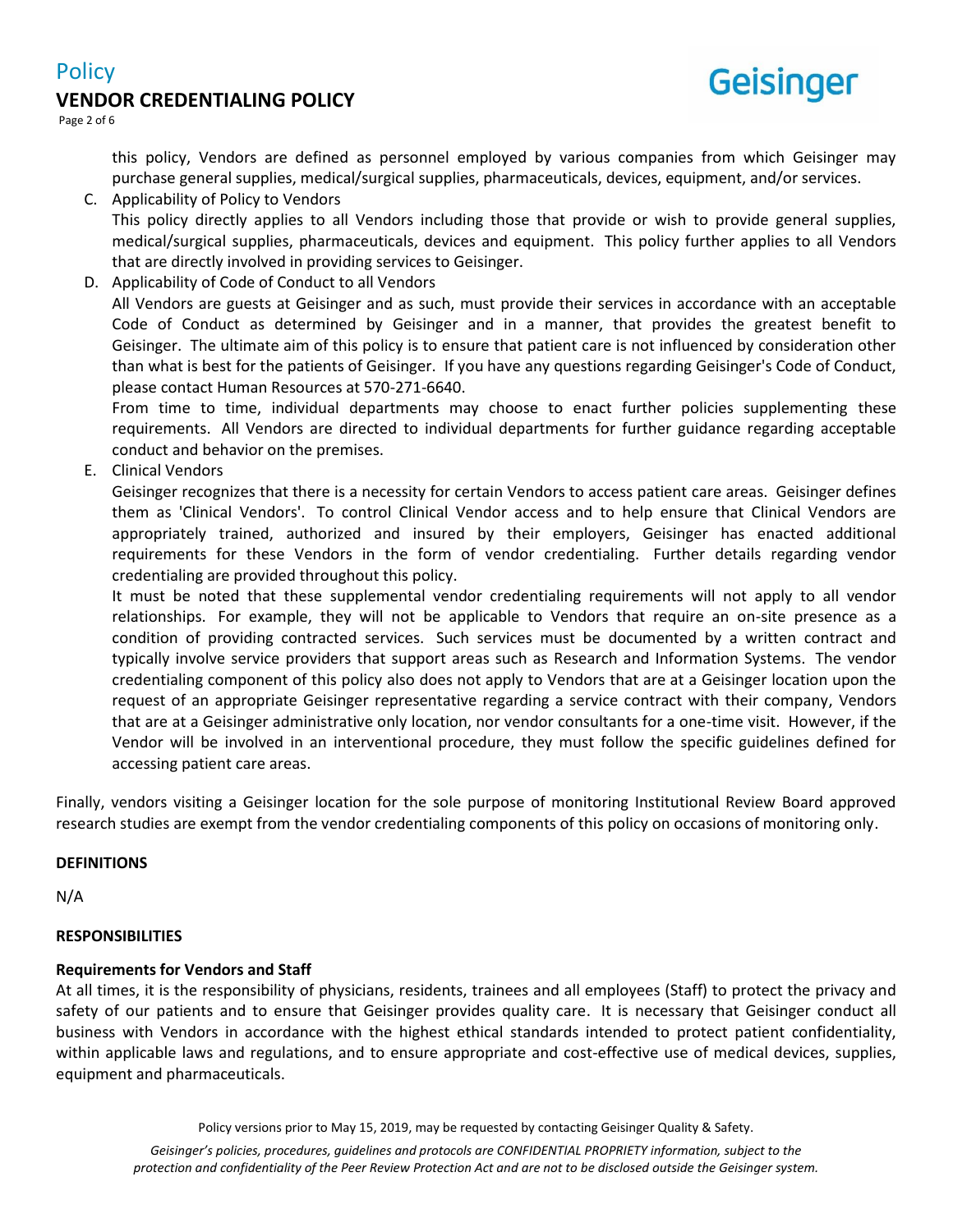this policy, Vendors are defined as personnel employed by various companies from which Geisinger may purchase general supplies, medical/surgical supplies, pharmaceuticals, devices, equipment, and/or services.

C. Applicability of Policy to Vendors

   This policy directly applies to all Vendors including those that provide or wish to provide general supplies, medical/surgical supplies, pharmaceuticals, devices and equipment. This policy further applies to all Vendors that are directly involved in providing services to Geisinger.

D. Applicability of Code of Conduct to all Vendors

   All Vendors are guests at Geisinger and as such, must provide their services in accordance with an acceptable Code of Conduct as determined by Geisinger and in a manner, that provides the greatest benefit to Geisinger. The ultimate aim of this policy is to ensure that patient care is not influenced by consideration other than what is best for the patients of Geisinger. If you have any questions regarding Geisinger's Code of Conduct, please contact Human Resources at 570-271-6640.

   From time to time, individual departments may choose to enact further policies supplementing these requirements. All Vendors are directed to individual departments for further guidance regarding acceptable conduct and behavior on the premises.

E. Clinical Vendors

   Geisinger recognizes that there is a necessity for certain Vendors to access patient care areas. Geisinger defines them as 'Clinical Vendors'. To control Clinical Vendor access and to help ensure that Clinical Vendors are appropriately trained, authorized and insured by their employers, Geisinger has enacted additional requirements for these Vendors in the form of vendor credentialing. Further details regarding vendor credentialing are provided throughout this policy.

   It must be noted that these supplemental vendor credentialing requirements will not apply to all vendor relationships. For example, they will not be applicable to Vendors that require an on-site presence as a condition of providing contracted services. Such services must be documented by a written contract and typically involve service providers that support areas such as Research and Information Systems. The vendor credentialing component of this policy also does not apply to Vendors that are at a Geisinger location upon the request of an appropriate Geisinger representative regarding a service contract with their company, Vendors that are at a Geisinger administrative only location, nor vendor consultants for a one-time visit. However, if the Vendor will be involved in an interventional procedure, they must follow the specific guidelines defined for accessing patient care areas.

Finally, vendors visiting a Geisinger location for the sole purpose of monitoring Institutional Review Board approved research studies are exempt from the vendor credentialing components of this policy on occasions of monitoring only.

## DEFINITIONS

N/A

## RESPONSIBILITIES

### Requirements for Vendors and Staff

At all times, it is the responsibility of physicians, residents, trainees and all employees (Staff) to protect the privacy and safety of our patients and to ensure that Geisinger provides quality care. It is necessary that Geisinger conduct all business with Vendors in accordance with the highest ethical standards intended to protect patient confidentiality, within applicable laws and regulations, and to ensure appropriate and cost-effective use of medical devices, supplies, equipment and pharmaceuticals.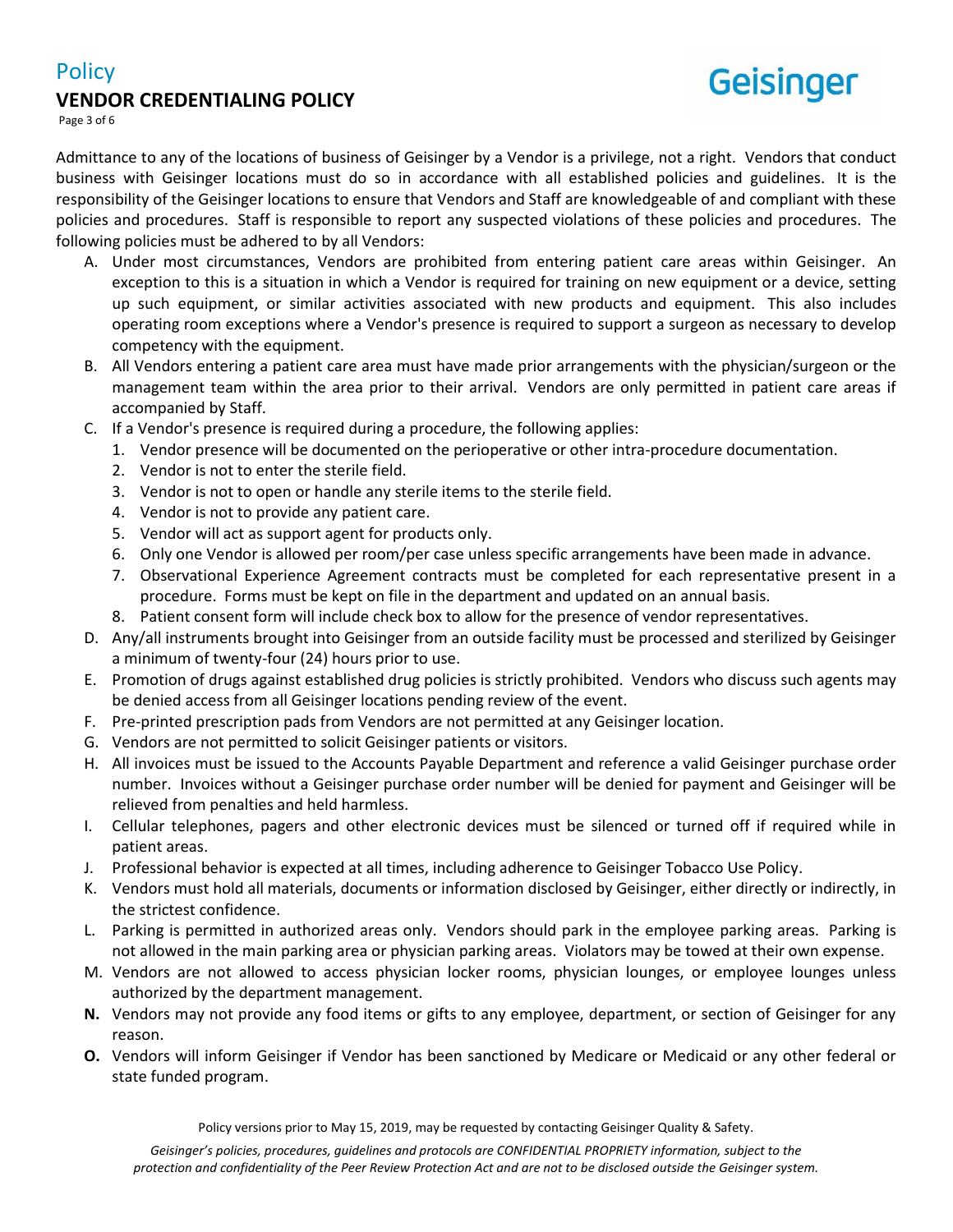Admittance to any of the locations of business of Geisinger by a Vendor is a privilege, not a right. Vendors that conduct business with Geisinger locations must do so in accordance with all established policies and guidelines. It is the responsibility of the Geisinger locations to ensure that Vendors and Staff are knowledgeable of and compliant with these policies and procedures. Staff is responsible to report any suspected violations of these policies and procedures. The following policies must be adhered to by all Vendors:

A. Under most circumstances, Vendors are prohibited from entering patient care areas within Geisinger. An exception to this is a situation in which a Vendor is required for training on new equipment or a device, setting up such equipment, or similar activities associated with new products and equipment. This also includes operating room exceptions where a Vendor's presence is required to support a surgeon as necessary to develop competency with the equipment.
B. All Vendors entering a patient care area must have made prior arrangements with the physician/surgeon or the management team within the area prior to their arrival. Vendors are only permitted in patient care areas if accompanied by Staff.
C. If a Vendor's presence is required during a procedure, the following applies:
    1. Vendor presence will be documented on the perioperative or other intra-procedure documentation.
    2. Vendor is not to enter the sterile field.
    3. Vendor is not to open or handle any sterile items to the sterile field.
    4. Vendor is not to provide any patient care.
    5. Vendor will act as support agent for products only.
    6. Only one Vendor is allowed per room/per case unless specific arrangements have been made in advance.
    7. Observational Experience Agreement contracts must be completed for each representative present in a procedure. Forms must be kept on file in the department and updated on an annual basis.
    8. Patient consent form will include check box to allow for the presence of vendor representatives.
D. Any/all instruments brought into Geisinger from an outside facility must be processed and sterilized by Geisinger a minimum of twenty-four (24) hours prior to use.
E. Promotion of drugs against established drug policies is strictly prohibited. Vendors who discuss such agents may be denied access from all Geisinger locations pending review of the event.
F. Pre-printed prescription pads from Vendors are not permitted at any Geisinger location.
G. Vendors are not permitted to solicit Geisinger patients or visitors.
H. All invoices must be issued to the Accounts Payable Department and reference a valid Geisinger purchase order number. Invoices without a Geisinger purchase order number will be denied for payment and Geisinger will be relieved from penalties and held harmless.
I. Cellular telephones, pagers and other electronic devices must be silenced or turned off if required while in patient areas.
J. Professional behavior is expected at all times, including adherence to Geisinger Tobacco Use Policy.
K. Vendors must hold all materials, documents or information disclosed by Geisinger, either directly or indirectly, in the strictest confidence.
L. Parking is permitted in authorized areas only. Vendors should park in the employee parking areas. Parking is not allowed in the main parking area or physician parking areas. Violators may be towed at their own expense.
M. Vendors are not allowed to access physician locker rooms, physician lounges, or employee lounges unless authorized by the department management.
**N.** Vendors may not provide any food items or gifts to any employee, department, or section of Geisinger for any reason.
**O.** Vendors will inform Geisinger if Vendor has been sanctioned by Medicare or Medicaid or any other federal or state funded program.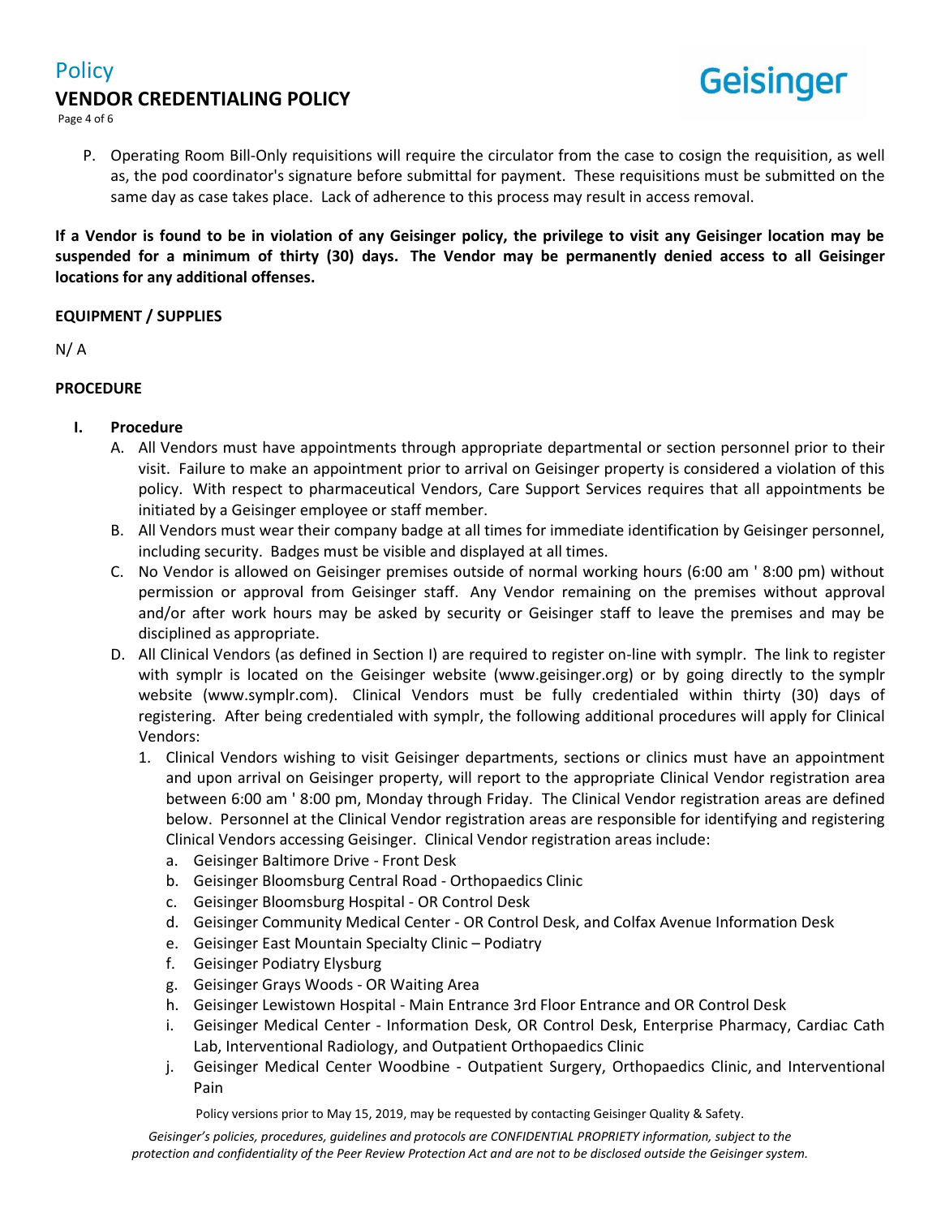P. Operating Room Bill-Only requisitions will require the circulator from the case to cosign the requisition, as well as, the pod coordinator's signature before submittal for payment. These requisitions must be submitted on the same day as case takes place. Lack of adherence to this process may result in access removal.

**If a Vendor is found to be in violation of any Geisinger policy, the privilege to visit any Geisinger location may be suspended for a minimum of thirty (30) days. The Vendor may be permanently denied access to all Geisinger locations for any additional offenses.**

**EQUIPMENT / SUPPLIES**

N/ A

**PROCEDURE**

**I. Procedure**

A. All Vendors must have appointments through appropriate departmental or section personnel prior to their visit. Failure to make an appointment prior to arrival on Geisinger property is considered a violation of this policy. With respect to pharmaceutical Vendors, Care Support Services requires that all appointments be initiated by a Geisinger employee or staff member.

B. All Vendors must wear their company badge at all times for immediate identification by Geisinger personnel, including security. Badges must be visible and displayed at all times.

C. No Vendor is allowed on Geisinger premises outside of normal working hours (6:00 am ' 8:00 pm) without permission or approval from Geisinger staff. Any Vendor remaining on the premises without approval and/or after work hours may be asked by security or Geisinger staff to leave the premises and may be disciplined as appropriate.

D. All Clinical Vendors (as defined in Section I) are required to register on-line with symplr. The link to register with symplr is located on the Geisinger website (www.geisinger.org) or by going directly to the symplr website (www.symplr.com). Clinical Vendors must be fully credentialed within thirty (30) days of registering. After being credentialed with symplr, the following additional procedures will apply for Clinical Vendors:

1. Clinical Vendors wishing to visit Geisinger departments, sections or clinics must have an appointment and upon arrival on Geisinger property, will report to the appropriate Clinical Vendor registration area between 6:00 am ' 8:00 pm, Monday through Friday. The Clinical Vendor registration areas are defined below. Personnel at the Clinical Vendor registration areas are responsible for identifying and registering Clinical Vendors accessing Geisinger. Clinical Vendor registration areas include:
   a. Geisinger Baltimore Drive - Front Desk
   b. Geisinger Bloomsburg Central Road - Orthopaedics Clinic
   c. Geisinger Bloomsburg Hospital - OR Control Desk
   d. Geisinger Community Medical Center - OR Control Desk, and Colfax Avenue Information Desk
   e. Geisinger East Mountain Specialty Clinic – Podiatry
   f. Geisinger Podiatry Elysburg
   g. Geisinger Grays Woods - OR Waiting Area
   h. Geisinger Lewistown Hospital - Main Entrance 3rd Floor Entrance and OR Control Desk
   i. Geisinger Medical Center - Information Desk, OR Control Desk, Enterprise Pharmacy, Cardiac Cath Lab, Interventional Radiology, and Outpatient Orthopaedics Clinic
   j. Geisinger Medical Center Woodbine - Outpatient Surgery, Orthopaedics Clinic, and Interventional Pain

Policy versions prior to May 15, 2019, may be requested by contacting Geisinger Quality & Safety.

*Geisinger's policies, procedures, guidelines and protocols are CONFIDENTIAL PROPRIETY information, subject to the protection and confidentiality of the Peer Review Protection Act and are not to be disclosed outside the Geisinger system.*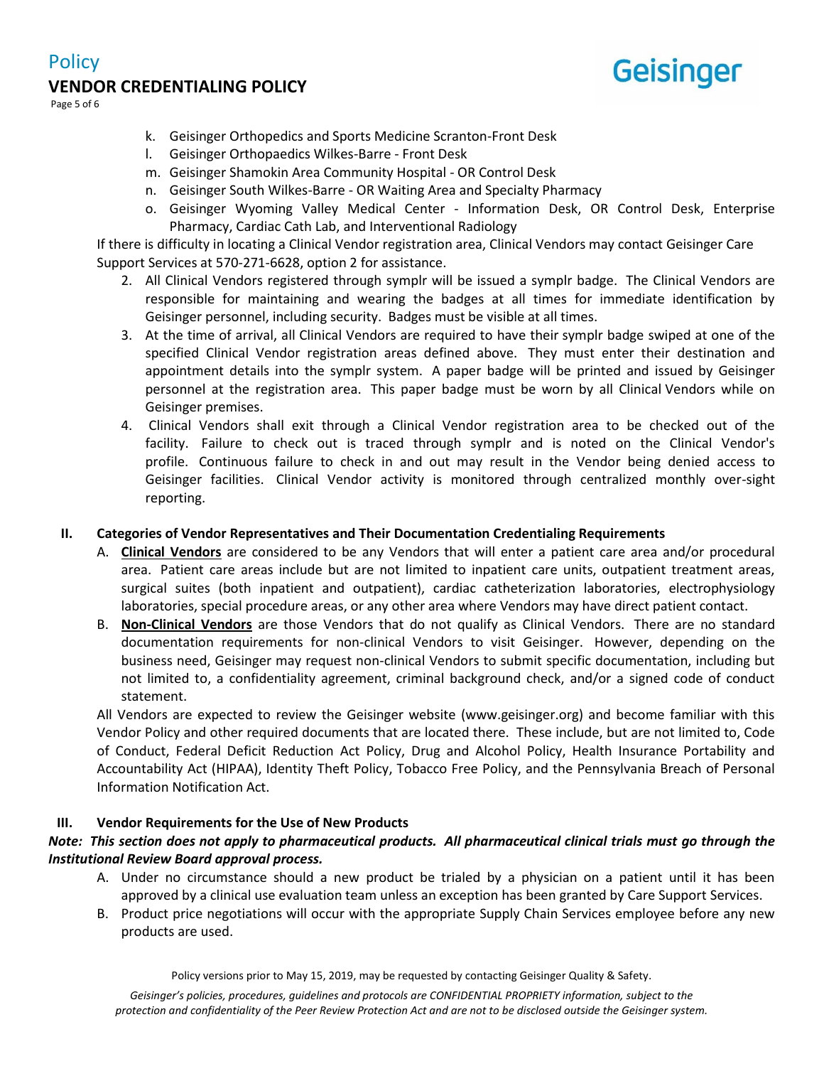k. Geisinger Orthopedics and Sports Medicine Scranton-Front Desk
l. Geisinger Orthopaedics Wilkes-Barre - Front Desk
m. Geisinger Shamokin Area Community Hospital - OR Control Desk
n. Geisinger South Wilkes-Barre - OR Waiting Area and Specialty Pharmacy
o. Geisinger Wyoming Valley Medical Center - Information Desk, OR Control Desk, Enterprise Pharmacy, Cardiac Cath Lab, and Interventional Radiology

If there is difficulty in locating a Clinical Vendor registration area, Clinical Vendors may contact Geisinger Care Support Services at 570-271-6628, option 2 for assistance.

2. All Clinical Vendors registered through symplr will be issued a symplr badge. The Clinical Vendors are responsible for maintaining and wearing the badges at all times for immediate identification by Geisinger personnel, including security. Badges must be visible at all times.
3. At the time of arrival, all Clinical Vendors are required to have their symplr badge swiped at one of the specified Clinical Vendor registration areas defined above. They must enter their destination and appointment details into the symplr system. A paper badge will be printed and issued by Geisinger personnel at the registration area. This paper badge must be worn by all Clinical Vendors while on Geisinger premises.
4. Clinical Vendors shall exit through a Clinical Vendor registration area to be checked out of the facility. Failure to check out is traced through symplr and is noted on the Clinical Vendor's profile. Continuous failure to check in and out may result in the Vendor being denied access to Geisinger facilities. Clinical Vendor activity is monitored through centralized monthly over-sight reporting.

## II. Categories of Vendor Representatives and Their Documentation Credentialing Requirements

A. **Clinical Vendors** are considered to be any Vendors that will enter a patient care area and/or procedural area. Patient care areas include but are not limited to inpatient care units, outpatient treatment areas, surgical suites (both inpatient and outpatient), cardiac catheterization laboratories, electrophysiology laboratories, special procedure areas, or any other area where Vendors may have direct patient contact.

B. **Non-Clinical Vendors** are those Vendors that do not qualify as Clinical Vendors. There are no standard documentation requirements for non-clinical Vendors to visit Geisinger. However, depending on the business need, Geisinger may request non-clinical Vendors to submit specific documentation, including but not limited to, a confidentiality agreement, criminal background check, and/or a signed code of conduct statement.

All Vendors are expected to review the Geisinger website (www.geisinger.org) and become familiar with this Vendor Policy and other required documents that are located there. These include, but are not limited to, Code of Conduct, Federal Deficit Reduction Act Policy, Drug and Alcohol Policy, Health Insurance Portability and Accountability Act (HIPAA), Identity Theft Policy, Tobacco Free Policy, and the Pennsylvania Breach of Personal Information Notification Act.

## III. Vendor Requirements for the Use of New Products

***Note: This section does not apply to pharmaceutical products. All pharmaceutical clinical trials must go through the Institutional Review Board approval process.***

A. Under no circumstance should a new product be trialed by a physician on a patient until it has been approved by a clinical use evaluation team unless an exception has been granted by Care Support Services.

B. Product price negotiations will occur with the appropriate Supply Chain Services employee before any new products are used.

Policy versions prior to May 15, 2019, may be requested by contacting Geisinger Quality & Safety.

*Geisinger's policies, procedures, guidelines and protocols are CONFIDENTIAL PROPRIETY information, subject to the protection and confidentiality of the Peer Review Protection Act and are not to be disclosed outside the Geisinger system.*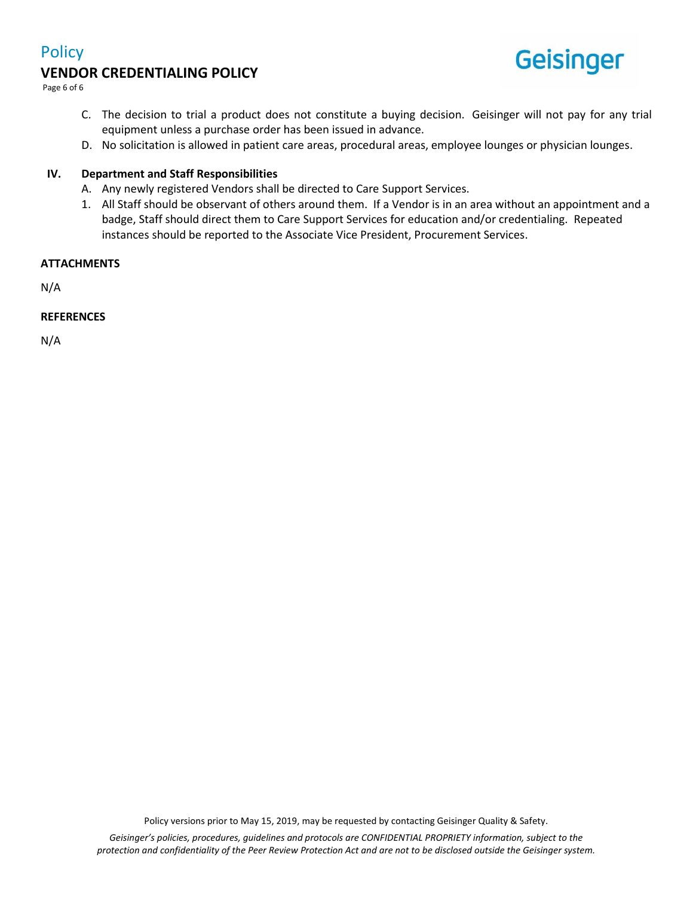C. The decision to trial a product does not constitute a buying decision. Geisinger will not pay for any trial equipment unless a purchase order has been issued in advance.

D. No solicitation is allowed in patient care areas, procedural areas, employee lounges or physician lounges.

**IV. Department and Staff Responsibilities**

A. Any newly registered Vendors shall be directed to Care Support Services.

1. All Staff should be observant of others around them. If a Vendor is in an area without an appointment and a badge, Staff should direct them to Care Support Services for education and/or credentialing. Repeated instances should be reported to the Associate Vice President, Procurement Services.

**ATTACHMENTS**

N/A

**REFERENCES**

N/A

Policy versions prior to May 15, 2019, may be requested by contacting Geisinger Quality & Safety.

*Geisinger's policies, procedures, guidelines and protocols are CONFIDENTIAL PROPRIETY information, subject to the protection and confidentiality of the Peer Review Protection Act and are not to be disclosed outside the Geisinger system.*